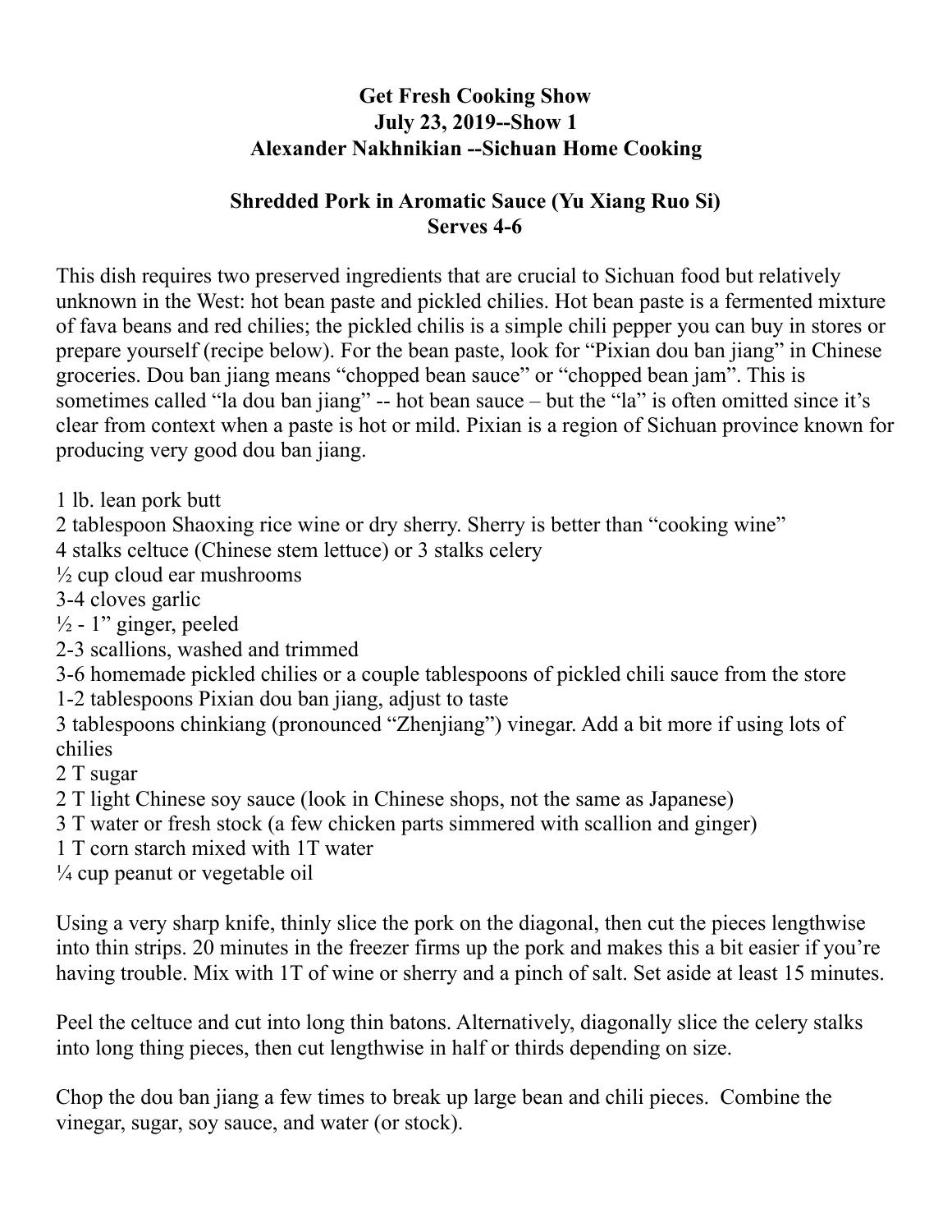**Get Fresh Cooking Show**
**July 23, 2019--Show 1**
**Alexander Nakhnikian --Sichuan Home Cooking**

## Shredded Pork in Aromatic Sauce (Yu Xiang Ruo Si)
**Serves 4-6**

This dish requires two preserved ingredients that are crucial to Sichuan food but relatively unknown in the West: hot bean paste and pickled chilies. Hot bean paste is a fermented mixture of fava beans and red chilies; the pickled chilis is a simple chili pepper you can buy in stores or prepare yourself (recipe below). For the bean paste, look for "Pixian dou ban jiang" in Chinese groceries. Dou ban jiang means "chopped bean sauce" or "chopped bean jam". This is sometimes called "la dou ban jiang" -- hot bean sauce – but the "la" is often omitted since it's clear from context when a paste is hot or mild. Pixian is a region of Sichuan province known for producing very good dou ban jiang.

1 lb. lean pork butt
2 tablespoon Shaoxing rice wine or dry sherry. Sherry is better than "cooking wine"
4 stalks celtuce (Chinese stem lettuce) or 3 stalks celery
½ cup cloud ear mushrooms
3-4 cloves garlic
½ - 1" ginger, peeled
2-3 scallions, washed and trimmed
3-6 homemade pickled chilies or a couple tablespoons of pickled chili sauce from the store
1-2 tablespoons Pixian dou ban jiang, adjust to taste
3 tablespoons chinkiang (pronounced "Zhenjiang") vinegar. Add a bit more if using lots of chilies
2 T sugar
2 T light Chinese soy sauce (look in Chinese shops, not the same as Japanese)
3 T water or fresh stock (a few chicken parts simmered with scallion and ginger)
1 T corn starch mixed with 1T water
¼ cup peanut or vegetable oil

Using a very sharp knife, thinly slice the pork on the diagonal, then cut the pieces lengthwise into thin strips. 20 minutes in the freezer firms up the pork and makes this a bit easier if you're having trouble. Mix with 1T of wine or sherry and a pinch of salt. Set aside at least 15 minutes.

Peel the celtuce and cut into long thin batons. Alternatively, diagonally slice the celery stalks into long thing pieces, then cut lengthwise in half or thirds depending on size.

Chop the dou ban jiang a few times to break up large bean and chili pieces. Combine the vinegar, sugar, soy sauce, and water (or stock).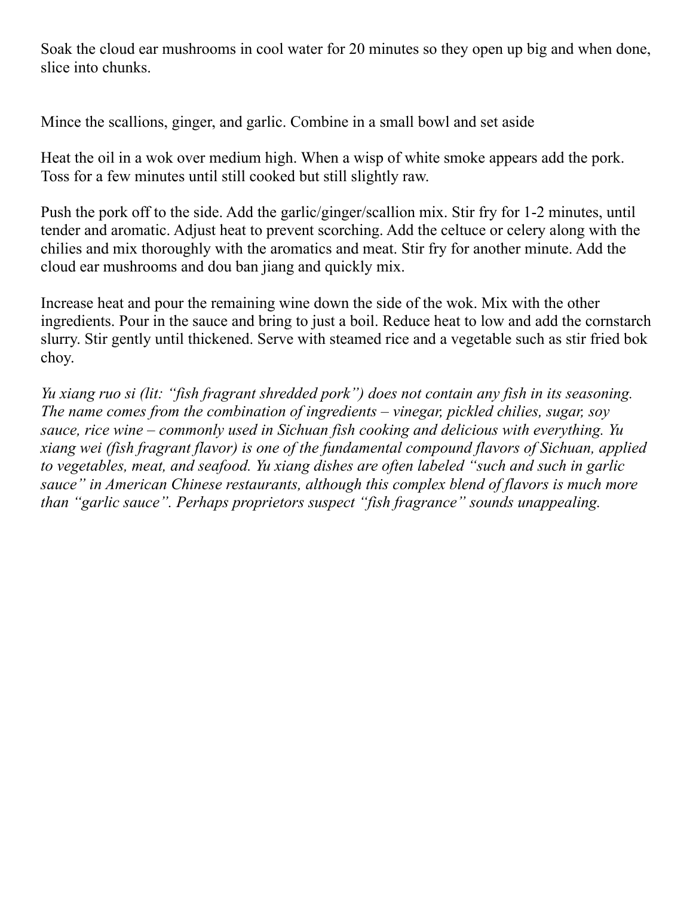Soak the cloud ear mushrooms in cool water for 20 minutes so they open up big and when done, slice into chunks.

Mince the scallions, ginger, and garlic. Combine in a small bowl and set aside

Heat the oil in a wok over medium high. When a wisp of white smoke appears add the pork. Toss for a few minutes until still cooked but still slightly raw.

Push the pork off to the side. Add the garlic/ginger/scallion mix. Stir fry for 1-2 minutes, until tender and aromatic. Adjust heat to prevent scorching. Add the celtuce or celery along with the chilies and mix thoroughly with the aromatics and meat. Stir fry for another minute. Add the cloud ear mushrooms and dou ban jiang and quickly mix.

Increase heat and pour the remaining wine down the side of the wok. Mix with the other ingredients. Pour in the sauce and bring to just a boil. Reduce heat to low and add the cornstarch slurry. Stir gently until thickened. Serve with steamed rice and a vegetable such as stir fried bok choy.

*Yu xiang ruo si (lit: "fish fragrant shredded pork") does not contain any fish in its seasoning. The name comes from the combination of ingredients – vinegar, pickled chilies, sugar, soy sauce, rice wine – commonly used in Sichuan fish cooking and delicious with everything. Yu xiang wei (fish fragrant flavor) is one of the fundamental compound flavors of Sichuan, applied to vegetables, meat, and seafood. Yu xiang dishes are often labeled "such and such in garlic sauce" in American Chinese restaurants, although this complex blend of flavors is much more than "garlic sauce". Perhaps proprietors suspect "fish fragrance" sounds unappealing.*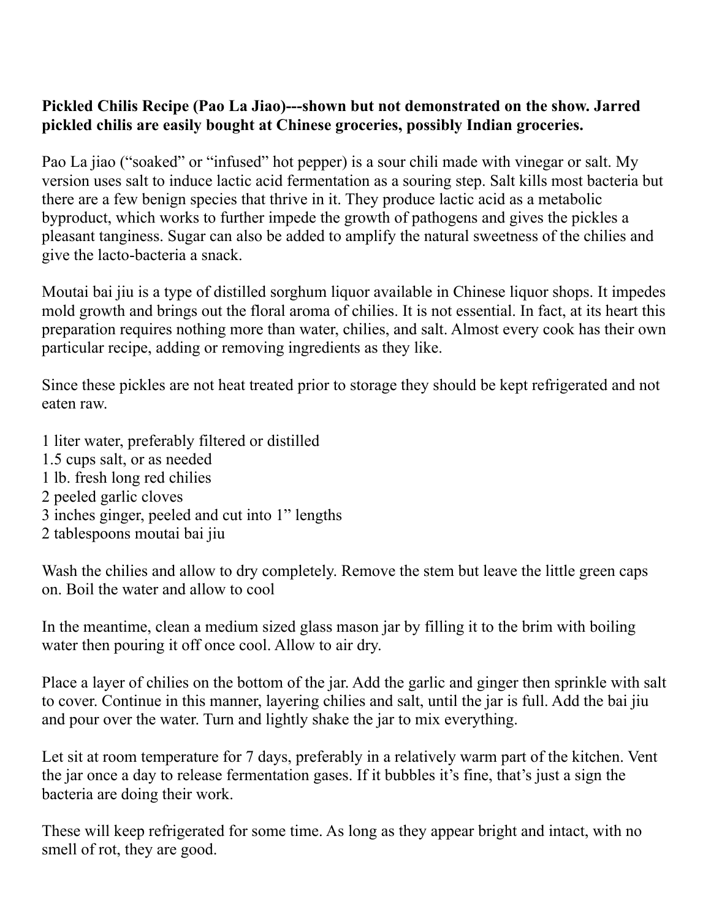**Pickled Chilis Recipe (Pao La Jiao)---shown but not demonstrated on the show. Jarred pickled chilis are easily bought at Chinese groceries, possibly Indian groceries.**

Pao La jiao ("soaked" or "infused" hot pepper) is a sour chili made with vinegar or salt. My version uses salt to induce lactic acid fermentation as a souring step. Salt kills most bacteria but there are a few benign species that thrive in it. They produce lactic acid as a metabolic byproduct, which works to further impede the growth of pathogens and gives the pickles a pleasant tanginess. Sugar can also be added to amplify the natural sweetness of the chilies and give the lacto-bacteria a snack.

Moutai bai jiu is a type of distilled sorghum liquor available in Chinese liquor shops. It impedes mold growth and brings out the floral aroma of chilies. It is not essential. In fact, at its heart this preparation requires nothing more than water, chilies, and salt. Almost every cook has their own particular recipe, adding or removing ingredients as they like.

Since these pickles are not heat treated prior to storage they should be kept refrigerated and not eaten raw.

1 liter water, preferably filtered or distilled
1.5 cups salt, or as needed
1 lb. fresh long red chilies
2 peeled garlic cloves
3 inches ginger, peeled and cut into 1" lengths
2 tablespoons moutai bai jiu

Wash the chilies and allow to dry completely. Remove the stem but leave the little green caps on. Boil the water and allow to cool

In the meantime, clean a medium sized glass mason jar by filling it to the brim with boiling water then pouring it off once cool. Allow to air dry.

Place a layer of chilies on the bottom of the jar. Add the garlic and ginger then sprinkle with salt to cover. Continue in this manner, layering chilies and salt, until the jar is full. Add the bai jiu and pour over the water. Turn and lightly shake the jar to mix everything.

Let sit at room temperature for 7 days, preferably in a relatively warm part of the kitchen. Vent the jar once a day to release fermentation gases. If it bubbles it's fine, that's just a sign the bacteria are doing their work.

These will keep refrigerated for some time. As long as they appear bright and intact, with no smell of rot, they are good.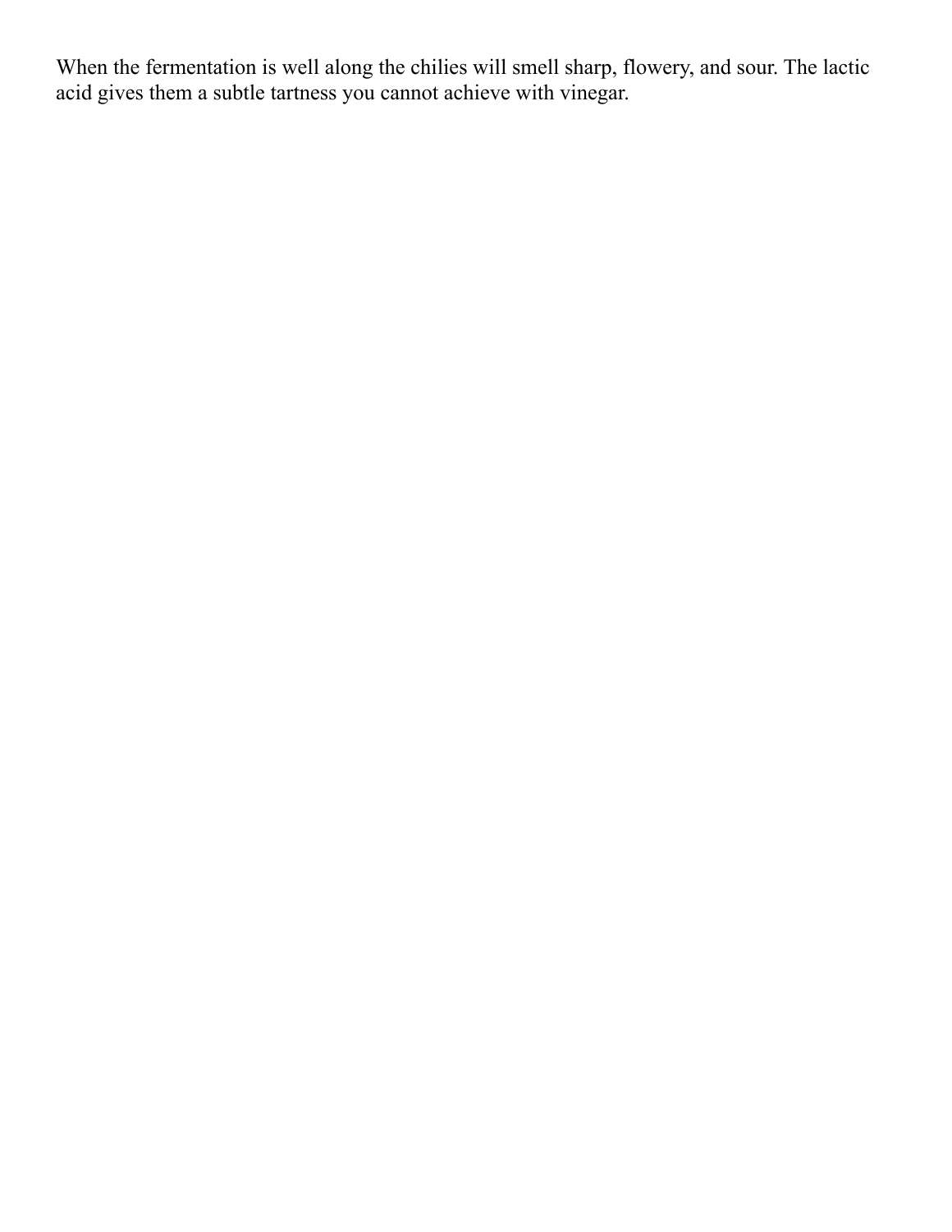When the fermentation is well along the chilies will smell sharp, flowery, and sour. The lactic acid gives them a subtle tartness you cannot achieve with vinegar.